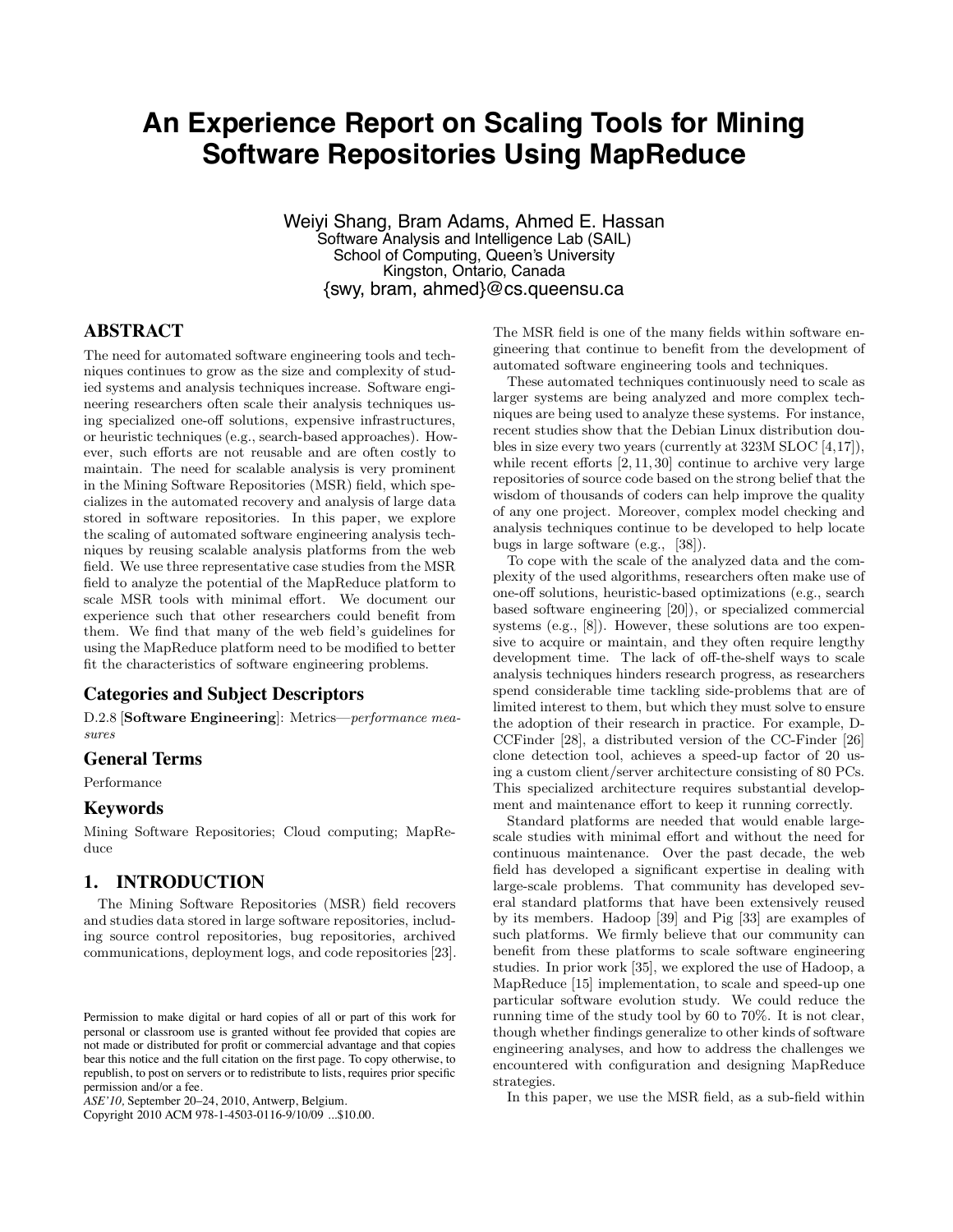# An Experience Report on Scaling Tools for Mining Software Repositories Using MapReduce

Weiyi Shang, Bram Adams, Ahmed E. Hassan
Software Analysis and Intelligence Lab (SAIL)
School of Computing, Queen's University
Kingston, Ontario, Canada
{swy, bram, ahmed}@cs.queensu.ca

## ABSTRACT

The need for automated software engineering tools and techniques continues to grow as the size and complexity of studied systems and analysis techniques increase. Software engineering researchers often scale their analysis techniques using specialized one-off solutions, expensive infrastructures, or heuristic techniques (e.g., search-based approaches). However, such efforts are not reusable and are often costly to maintain. The need for scalable analysis is very prominent in the Mining Software Repositories (MSR) field, which specializes in the automated recovery and analysis of large data stored in software repositories. In this paper, we explore the scaling of automated software engineering analysis techniques by reusing scalable analysis platforms from the web field. We use three representative case studies from the MSR field to analyze the potential of the MapReduce platform to scale MSR tools with minimal effort. We document our experience such that other researchers could benefit from them. We find that many of the web field's guidelines for using the MapReduce platform need to be modified to better fit the characteristics of software engineering problems.

### Categories and Subject Descriptors

D.2.8 [**Software Engineering**]: Metrics—*performance measures*

### General Terms

Performance

### Keywords

Mining Software Repositories; Cloud computing; MapReduce

## 1. INTRODUCTION

The Mining Software Repositories (MSR) field recovers and studies data stored in large software repositories, including source control repositories, bug repositories, archived communications, deployment logs, and code repositories [23]. The MSR field is one of the many fields within software engineering that continue to benefit from the development of automated software engineering tools and techniques.

These automated techniques continuously need to scale as larger systems are being analyzed and more complex techniques are being used to analyze these systems. For instance, recent studies show that the Debian Linux distribution doubles in size every two years (currently at 323M SLOC [4,17]), while recent efforts [2,11,30] continue to archive very large repositories of source code based on the strong belief that the wisdom of thousands of coders can help improve the quality of any one project. Moreover, complex model checking and analysis techniques continue to be developed to help locate bugs in large software (e.g., [38]).

To cope with the scale of the analyzed data and the complexity of the used algorithms, researchers often make use of one-off solutions, heuristic-based optimizations (e.g., search based software engineering [20]), or specialized commercial systems (e.g., [8]). However, these solutions are too expensive to acquire or maintain, and they often require lengthy development time. The lack of off-the-shelf ways to scale analysis techniques hinders research progress, as researchers spend considerable time tackling side-problems that are of limited interest to them, but which they must solve to ensure the adoption of their research in practice. For example, D-CCFinder [28], a distributed version of the CC-Finder [26] clone detection tool, achieves a speed-up factor of 20 using a custom client/server architecture consisting of 80 PCs. This specialized architecture requires substantial development and maintenance effort to keep it running correctly.

Standard platforms are needed that would enable large-scale studies with minimal effort and without the need for continuous maintenance. Over the past decade, the web field has developed a significant expertise in dealing with large-scale problems. That community has developed several standard platforms that have been extensively reused by its members. Hadoop [39] and Pig [33] are examples of such platforms. We firmly believe that our community can benefit from these platforms to scale software engineering studies. In prior work [35], we explored the use of Hadoop, a MapReduce [15] implementation, to scale and speed-up one particular software evolution study. We could reduce the running time of the study tool by 60 to 70%. It is not clear, though whether findings generalize to other kinds of software engineering analyses, and how to address the challenges we encountered with configuration and designing MapReduce strategies.

In this paper, we use the MSR field, as a sub-field within

Permission to make digital or hard copies of all or part of this work for personal or classroom use is granted without fee provided that copies are not made or distributed for profit or commercial advantage and that copies bear this notice and the full citation on the first page. To copy otherwise, to republish, to post on servers or to redistribute to lists, requires prior specific permission and/or a fee.
*ASE'10,* September 20–24, 2010, Antwerp, Belgium.
Copyright 2010 ACM 978-1-4503-0116-9/10/09 ...$10.00.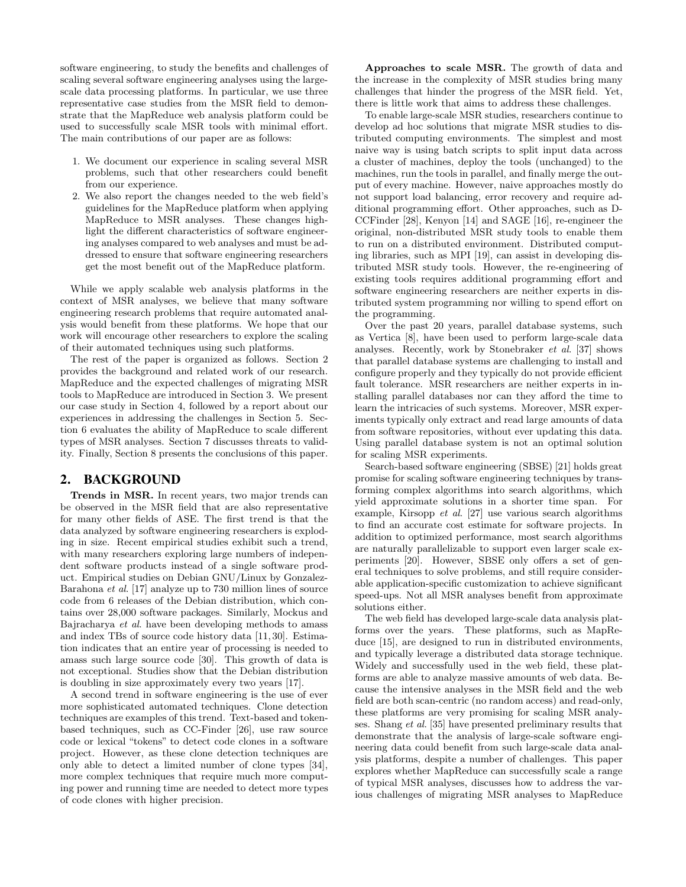software engineering, to study the benefits and challenges of scaling several software engineering analyses using the large-scale data processing platforms. In particular, we use three representative case studies from the MSR field to demonstrate that the MapReduce web analysis platform could be used to successfully scale MSR tools with minimal effort. The main contributions of our paper are as follows:

1. We document our experience in scaling several MSR problems, such that other researchers could benefit from our experience.
2. We also report the changes needed to the web field's guidelines for the MapReduce platform when applying MapReduce to MSR analyses. These changes highlight the different characteristics of software engineering analyses compared to web analyses and must be addressed to ensure that software engineering researchers get the most benefit out of the MapReduce platform.

While we apply scalable web analysis platforms in the context of MSR analyses, we believe that many software engineering research problems that require automated analysis would benefit from these platforms. We hope that our work will encourage other researchers to explore the scaling of their automated techniques using such platforms.

The rest of the paper is organized as follows. Section 2 provides the background and related work of our research. MapReduce and the expected challenges of migrating MSR tools to MapReduce are introduced in Section 3. We present our case study in Section 4, followed by a report about our experiences in addressing the challenges in Section 5. Section 6 evaluates the ability of MapReduce to scale different types of MSR analyses. Section 7 discusses threats to validity. Finally, Section 8 presents the conclusions of this paper.

## 2. BACKGROUND

**Trends in MSR.** In recent years, two major trends can be observed in the MSR field that are also representative for many other fields of ASE. The first trend is that the data analyzed by software engineering researchers is exploding in size. Recent empirical studies exhibit such a trend, with many researchers exploring large numbers of independent software products instead of a single software product. Empirical studies on Debian GNU/Linux by Gonzalez-Barahona *et al.* [17] analyze up to 730 million lines of source code from 6 releases of the Debian distribution, which contains over 28,000 software packages. Similarly, Mockus and Bajracharya *et al.* have been developing methods to amass and index TBs of source code history data [11, 30]. Estimation indicates that an entire year of processing is needed to amass such large source code [30]. This growth of data is not exceptional. Studies show that the Debian distribution is doubling in size approximately every two years [17].

A second trend in software engineering is the use of ever more sophisticated automated techniques. Clone detection techniques are examples of this trend. Text-based and token-based techniques, such as CC-Finder [26], use raw source code or lexical "tokens" to detect code clones in a software project. However, as these clone detection techniques are only able to detect a limited number of clone types [34], more complex techniques that require much more computing power and running time are needed to detect more types of code clones with higher precision.

**Approaches to scale MSR.** The growth of data and the increase in the complexity of MSR studies bring many challenges that hinder the progress of the MSR field. Yet, there is little work that aims to address these challenges.

To enable large-scale MSR studies, researchers continue to develop ad hoc solutions that migrate MSR studies to distributed computing environments. The simplest and most naive way is using batch scripts to split input data across a cluster of machines, deploy the tools (unchanged) to the machines, run the tools in parallel, and finally merge the output of every machine. However, naive approaches mostly do not support load balancing, error recovery and require additional programming effort. Other approaches, such as D-CCFinder [28], Kenyon [14] and SAGE [16], re-engineer the original, non-distributed MSR study tools to enable them to run on a distributed environment. Distributed computing libraries, such as MPI [19], can assist in developing distributed MSR study tools. However, the re-engineering of existing tools requires additional programming effort and software engineering researchers are neither experts in distributed system programming nor willing to spend effort on the programming.

Over the past 20 years, parallel database systems, such as Vertica [8], have been used to perform large-scale data analyses. Recently, work by Stonebraker *et al.* [37] shows that parallel database systems are challenging to install and configure properly and they typically do not provide efficient fault tolerance. MSR researchers are neither experts in installing parallel databases nor can they afford the time to learn the intricacies of such systems. Moreover, MSR experiments typically only extract and read large amounts of data from software repositories, without ever updating this data. Using parallel database system is not an optimal solution for scaling MSR experiments.

Search-based software engineering (SBSE) [21] holds great promise for scaling software engineering techniques by transforming complex algorithms into search algorithms, which yield approximate solutions in a shorter time span. For example, Kirsopp *et al.* [27] use various search algorithms to find an accurate cost estimate for software projects. In addition to optimized performance, most search algorithms are naturally parallelizable to support even larger scale experiments [20]. However, SBSE only offers a set of general techniques to solve problems, and still require considerable application-specific customization to achieve significant speed-ups. Not all MSR analyses benefit from approximate solutions either.

The web field has developed large-scale data analysis platforms over the years. These platforms, such as MapReduce [15], are designed to run in distributed environments, and typically leverage a distributed data storage technique. Widely and successfully used in the web field, these platforms are able to analyze massive amounts of web data. Because the intensive analyses in the MSR field and the web field are both scan-centric (no random access) and read-only, these platforms are very promising for scaling MSR analyses. Shang *et al.* [35] have presented preliminary results that demonstrate that the analysis of large-scale software engineering data could benefit from such large-scale data analysis platforms, despite a number of challenges. This paper explores whether MapReduce can successfully scale a range of typical MSR analyses, discusses how to address the various challenges of migrating MSR analyses to MapReduce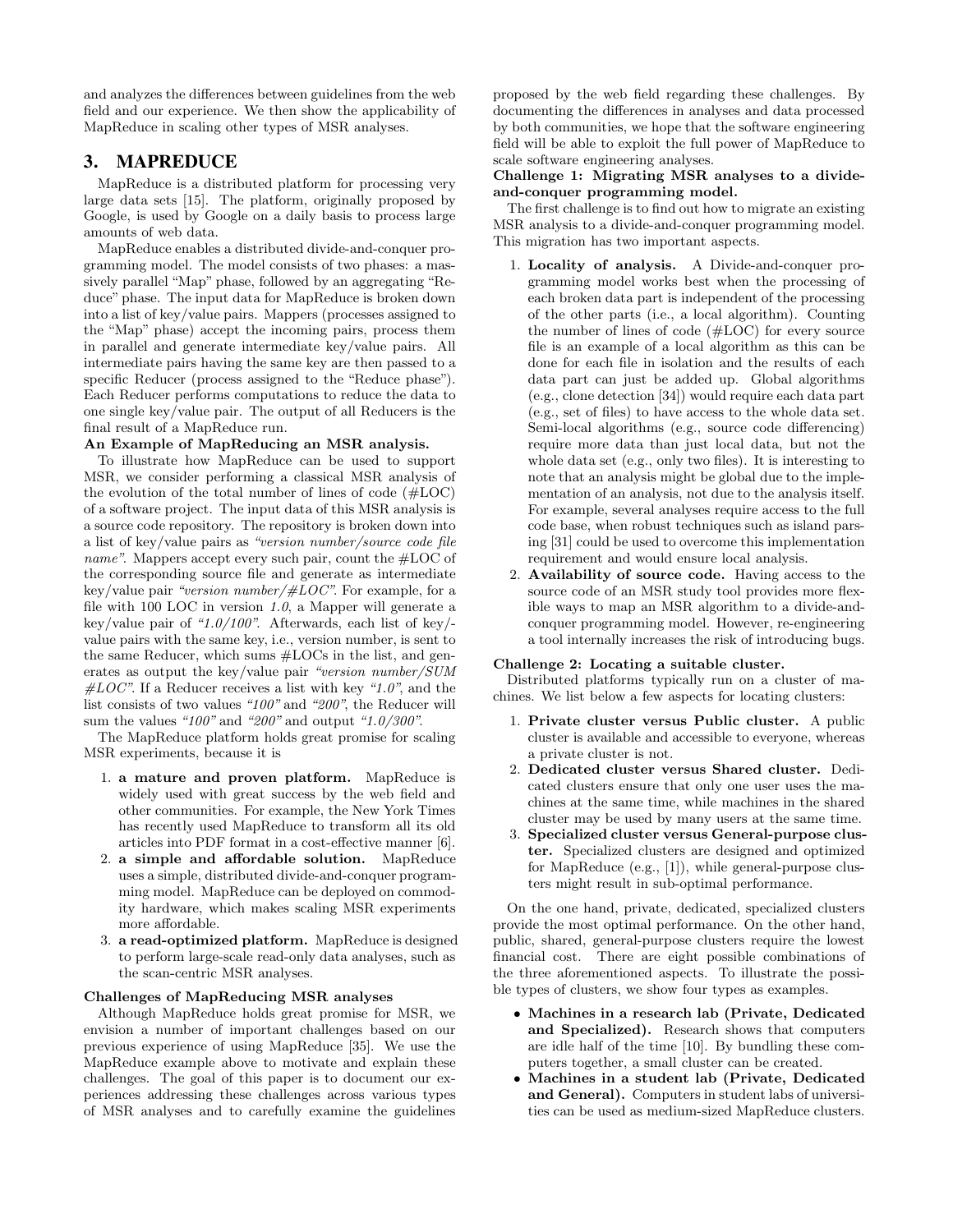and analyzes the differences between guidelines from the web field and our experience. We then show the applicability of MapReduce in scaling other types of MSR analyses.

## 3. MAPREDUCE

MapReduce is a distributed platform for processing very large data sets [15]. The platform, originally proposed by Google, is used by Google on a daily basis to process large amounts of web data.

MapReduce enables a distributed divide-and-conquer programming model. The model consists of two phases: a massively parallel "Map" phase, followed by an aggregating "Reduce" phase. The input data for MapReduce is broken down into a list of key/value pairs. Mappers (processes assigned to the "Map" phase) accept the incoming pairs, process them in parallel and generate intermediate key/value pairs. All intermediate pairs having the same key are then passed to a specific Reducer (process assigned to the "Reduce phase"). Each Reducer performs computations to reduce the data to one single key/value pair. The output of all Reducers is the final result of a MapReduce run.

**An Example of MapReducing an MSR analysis.**

To illustrate how MapReduce can be used to support MSR, we consider performing a classical MSR analysis of the evolution of the total number of lines of code (#LOC) of a software project. The input data of this MSR analysis is a source code repository. The repository is broken down into a list of key/value pairs as *"version number/source code file name"*. Mappers accept every such pair, count the #LOC of the corresponding source file and generate as intermediate key/value pair *"version number/#LOC"*. For example, for a file with 100 LOC in version *1.0*, a Mapper will generate a key/value pair of *"1.0/100"*. Afterwards, each list of key/value pairs with the same key, i.e., version number, is sent to the same Reducer, which sums #LOCs in the list, and generates as output the key/value pair *"version number/SUM #LOC"*. If a Reducer receives a list with key *"1.0"*, and the list consists of two values *"100"* and *"200"*, the Reducer will sum the values *"100"* and *"200"* and output *"1.0/300"*.

The MapReduce platform holds great promise for scaling MSR experiments, because it is

1. **a mature and proven platform.** MapReduce is widely used with great success by the web field and other communities. For example, the New York Times has recently used MapReduce to transform all its old articles into PDF format in a cost-effective manner [6].
2. **a simple and affordable solution.** MapReduce uses a simple, distributed divide-and-conquer programming model. MapReduce can be deployed on commodity hardware, which makes scaling MSR experiments more affordable.
3. **a read-optimized platform.** MapReduce is designed to perform large-scale read-only data analyses, such as the scan-centric MSR analyses.

**Challenges of MapReducing MSR analyses**

Although MapReduce holds great promise for MSR, we envision a number of important challenges based on our previous experience of using MapReduce [35]. We use the MapReduce example above to motivate and explain these challenges. The goal of this paper is to document our experiences addressing these challenges across various types of MSR analyses and to carefully examine the guidelines proposed by the web field regarding these challenges. By documenting the differences in analyses and data processed by both communities, we hope that the software engineering field will be able to exploit the full power of MapReduce to scale software engineering analyses.

**Challenge 1: Migrating MSR analyses to a divide-and-conquer programming model.**

The first challenge is to find out how to migrate an existing MSR analysis to a divide-and-conquer programming model. This migration has two important aspects.

1. **Locality of analysis.** A Divide-and-conquer programming model works best when the processing of each broken data part is independent of the processing of the other parts (i.e., a local algorithm). Counting the number of lines of code (#LOC) for every source file is an example of a local algorithm as this can be done for each file in isolation and the results of each data part can just be added up. Global algorithms (e.g., clone detection [34]) would require each data part (e.g., set of files) to have access to the whole data set. Semi-local algorithms (e.g., source code differencing) require more data than just local data, but not the whole data set (e.g., only two files). It is interesting to note that an analysis might be global due to the implementation of an analysis, not due to the analysis itself. For example, several analyses require access to the full code base, when robust techniques such as island parsing [31] could be used to overcome this implementation requirement and would ensure local analysis.
2. **Availability of source code.** Having access to the source code of an MSR study tool provides more flexible ways to map an MSR algorithm to a divide-and-conquer programming model. However, re-engineering a tool internally increases the risk of introducing bugs.

**Challenge 2: Locating a suitable cluster.**

Distributed platforms typically run on a cluster of machines. We list below a few aspects for locating clusters:

1. **Private cluster versus Public cluster.** A public cluster is available and accessible to everyone, whereas a private cluster is not.
2. **Dedicated cluster versus Shared cluster.** Dedicated clusters ensure that only one user uses the machines at the same time, while machines in the shared cluster may be used by many users at the same time.
3. **Specialized cluster versus General-purpose cluster.** Specialized clusters are designed and optimized for MapReduce (e.g., [1]), while general-purpose clusters might result in sub-optimal performance.

On the one hand, private, dedicated, specialized clusters provide the most optimal performance. On the other hand, public, shared, general-purpose clusters require the lowest financial cost. There are eight possible combinations of the three aforementioned aspects. To illustrate the possible types of clusters, we show four types as examples.

- **Machines in a research lab (Private, Dedicated and Specialized).** Research shows that computers are idle half of the time [10]. By bundling these computers together, a small cluster can be created.
- **Machines in a student lab (Private, Dedicated and General).** Computers in student labs of universities can be used as medium-sized MapReduce clusters.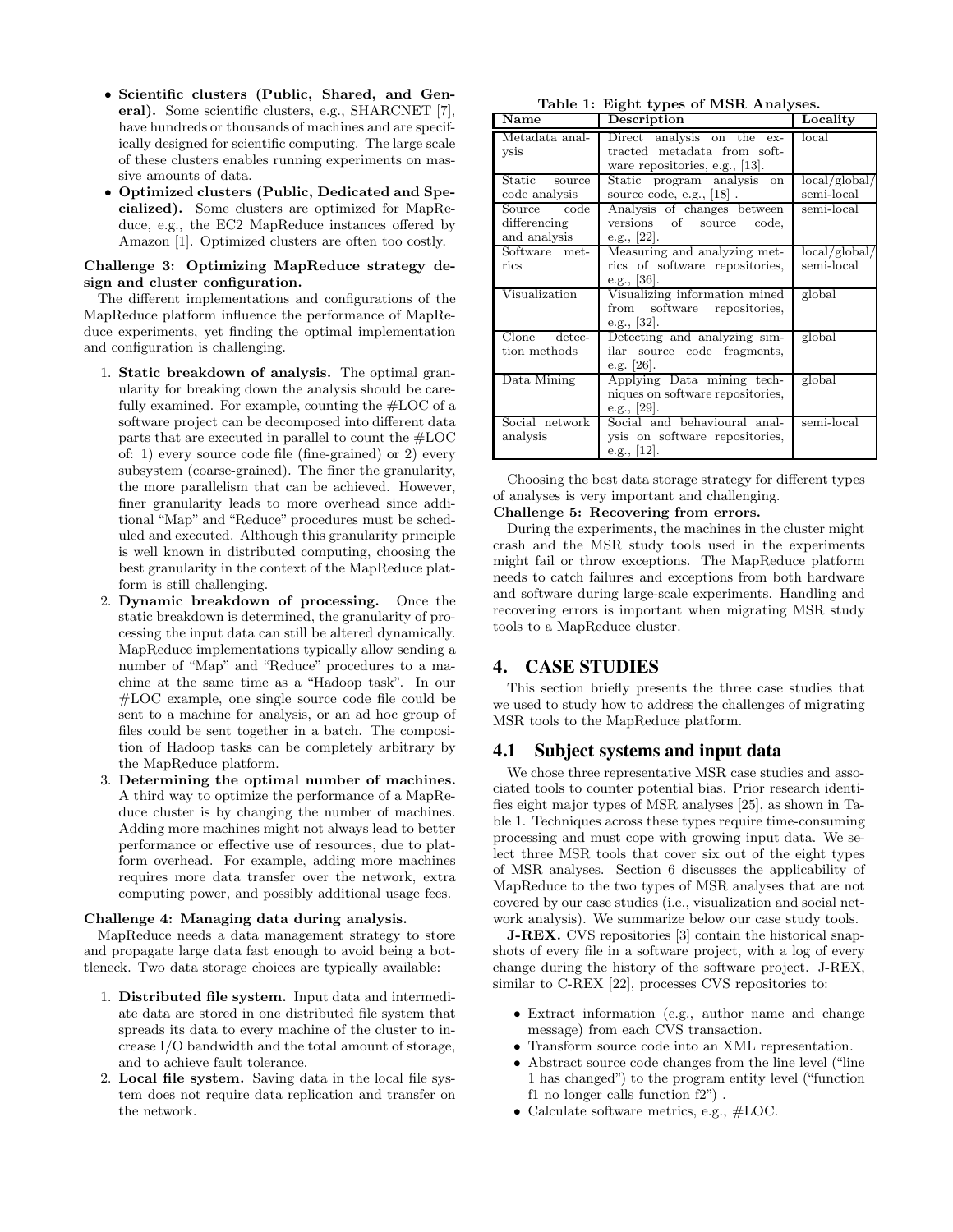- **Scientific clusters (Public, Shared, and General).** Some scientific clusters, e.g., SHARCNET [7], have hundreds or thousands of machines and are specifically designed for scientific computing. The large scale of these clusters enables running experiments on massive amounts of data.
- **Optimized clusters (Public, Dedicated and Specialized).** Some clusters are optimized for MapReduce, e.g., the EC2 MapReduce instances offered by Amazon [1]. Optimized clusters are often too costly.

**Challenge 3: Optimizing MapReduce strategy design and cluster configuration.**

The different implementations and configurations of the MapReduce platform influence the performance of MapReduce experiments, yet finding the optimal implementation and configuration is challenging.

1. **Static breakdown of analysis.** The optimal granularity for breaking down the analysis should be carefully examined. For example, counting the #LOC of a software project can be decomposed into different data parts that are executed in parallel to count the #LOC of: 1) every source code file (fine-grained) or 2) every subsystem (coarse-grained). The finer the granularity, the more parallelism that can be achieved. However, finer granularity leads to more overhead since additional "Map" and "Reduce" procedures must be scheduled and executed. Although this granularity principle is well known in distributed computing, choosing the best granularity in the context of the MapReduce platform is still challenging.
2. **Dynamic breakdown of processing.** Once the static breakdown is determined, the granularity of processing the input data can still be altered dynamically. MapReduce implementations typically allow sending a number of "Map" and "Reduce" procedures to a machine at the same time as a "Hadoop task". In our #LOC example, one single source code file could be sent to a machine for analysis, or an ad hoc group of files could be sent together in a batch. The composition of Hadoop tasks can be completely arbitrary by the MapReduce platform.
3. **Determining the optimal number of machines.** A third way to optimize the performance of a MapReduce cluster is by changing the number of machines. Adding more machines might not always lead to better performance or effective use of resources, due to platform overhead. For example, adding more machines requires more data transfer over the network, extra computing power, and possibly additional usage fees.

**Challenge 4: Managing data during analysis.**

MapReduce needs a data management strategy to store and propagate large data fast enough to avoid being a bottleneck. Two data storage choices are typically available:

1. **Distributed file system.** Input data and intermediate data are stored in one distributed file system that spreads its data to every machine of the cluster to increase I/O bandwidth and the total amount of storage, and to achieve fault tolerance.
2. **Local file system.** Saving data in the local file system does not require data replication and transfer on the network.

**Table 1: Eight types of MSR Analyses.**

| Name | Description | Locality |
|---|---|---|
| Metadata analysis | Direct analysis on the extracted metadata from software repositories, e.g., [13]. | local |
| Static source code analysis | Static program analysis on source code, e.g., [18] . | local/global/ semi-local |
| Source code differencing and analysis | Analysis of changes between versions of source code, e.g., [22]. | semi-local |
| Software metrics | Measuring and analyzing metrics of software repositories, e.g., [36]. | local/global/ semi-local |
| Visualization | Visualizing information mined from software repositories, e.g., [32]. | global |
| Clone detection methods | Detecting and analyzing similar source code fragments, e.g. [26]. | global |
| Data Mining | Applying Data mining techniques on software repositories, e.g., [29]. | global |
| Social network analysis | Social and behavioural analysis on software repositories, e.g., [12]. | semi-local |

Choosing the best data storage strategy for different types of analyses is very important and challenging.

**Challenge 5: Recovering from errors.**

During the experiments, the machines in the cluster might crash and the MSR study tools used in the experiments might fail or throw exceptions. The MapReduce platform needs to catch failures and exceptions from both hardware and software during large-scale experiments. Handling and recovering errors is important when migrating MSR study tools to a MapReduce cluster.

# 4. CASE STUDIES

This section briefly presents the three case studies that we used to study how to address the challenges of migrating MSR tools to the MapReduce platform.

## 4.1 Subject systems and input data

We chose three representative MSR case studies and associated tools to counter potential bias. Prior research identifies eight major types of MSR analyses [25], as shown in Table 1. Techniques across these types require time-consuming processing and must cope with growing input data. We select three MSR tools that cover six out of the eight types of MSR analyses. Section 6 discusses the applicability of MapReduce to the two types of MSR analyses that are not covered by our case studies (i.e., visualization and social network analysis). We summarize below our case study tools.

**J-REX.** CVS repositories [3] contain the historical snapshots of every file in a software project, with a log of every change during the history of the software project. J-REX, similar to C-REX [22], processes CVS repositories to:

- Extract information (e.g., author name and change message) from each CVS transaction.
- Transform source code into an XML representation.
- Abstract source code changes from the line level ("line 1 has changed") to the program entity level ("function f1 no longer calls function f2") .
- Calculate software metrics, e.g., #LOC.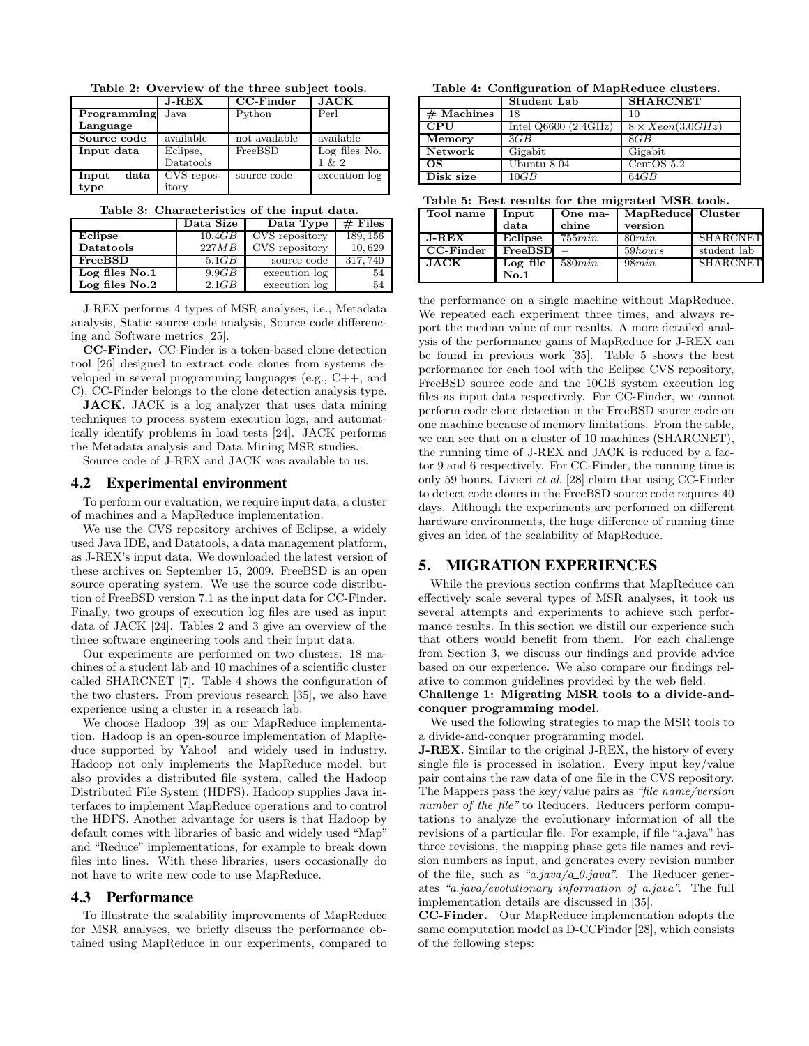Table 2: Overview of the three subject tools.

| | J-REX | CC-Finder | JACK |
|---|---|---|---|
| **Programming Language** | Java | Python | Perl |
| **Source code** | available | not available | available |
| **Input data** | Eclipse, Datatools | FreeBSD | Log files No. 1 & 2 |
| **Input data type** | CVS repository | source code | execution log |

Table 3: Characteristics of the input data.

| | Data Size | Data Type | # Files |
|---|---|---|---|
| **Eclipse** | $10.4GB$ | CVS repository | 189,156 |
| **Datatools** | $227MB$ | CVS repository | 10,629 |
| **FreeBSD** | $5.1GB$ | source code | 317,740 |
| **Log files No.1** | $9.9GB$ | execution log | 54 |
| **Log files No.2** | $2.1GB$ | execution log | 54 |

J-REX performs 4 types of MSR analyses, i.e., Metadata analysis, Static source code analysis, Source code differencing and Software metrics [25].

**CC-Finder.** CC-Finder is a token-based clone detection tool [26] designed to extract code clones from systems developed in several programming languages (e.g., C++, and C). CC-Finder belongs to the clone detection analysis type.

**JACK.** JACK is a log analyzer that uses data mining techniques to process system execution logs, and automatically identify problems in load tests [24]. JACK performs the Metadata analysis and Data Mining MSR studies.

Source code of J-REX and JACK was available to us.

## 4.2 Experimental environment

To perform our evaluation, we require input data, a cluster of machines and a MapReduce implementation.

We use the CVS repository archives of Eclipse, a widely used Java IDE, and Datatools, a data management platform, as J-REX's input data. We downloaded the latest version of these archives on September 15, 2009. FreeBSD is an open source operating system. We use the source code distribution of FreeBSD version 7.1 as the input data for CC-Finder. Finally, two groups of execution log files are used as input data of JACK [24]. Tables 2 and 3 give an overview of the three software engineering tools and their input data.

Our experiments are performed on two clusters: 18 machines of a student lab and 10 machines of a scientific cluster called SHARCNET [7]. Table 4 shows the configuration of the two clusters. From previous research [35], we also have experience using a cluster in a research lab.

We choose Hadoop [39] as our MapReduce implementation. Hadoop is an open-source implementation of MapReduce supported by Yahoo! and widely used in industry. Hadoop not only implements the MapReduce model, but also provides a distributed file system, called the Hadoop Distributed File System (HDFS). Hadoop supplies Java interfaces to implement MapReduce operations and to control the HDFS. Another advantage for users is that Hadoop by default comes with libraries of basic and widely used "Map" and "Reduce" implementations, for example to break down files into lines. With these libraries, users occasionally do not have to write new code to use MapReduce.

## 4.3 Performance

To illustrate the scalability improvements of MapReduce for MSR analyses, we briefly discuss the performance obtained using MapReduce in our experiments, compared to the performance on a single machine without MapReduce. We repeated each experiment three times, and always report the median value of our results. A more detailed analysis of the performance gains of MapReduce for J-REX can be found in previous work [35]. Table 5 shows the best performance for each tool with the Eclipse CVS repository, FreeBSD source code and the 10GB system execution log files as input data respectively. For CC-Finder, we cannot perform code clone detection in the FreeBSD source code on one machine because of memory limitations. From the table, we can see that on a cluster of 10 machines (SHARCNET), the running time of J-REX and JACK is reduced by a factor 9 and 6 respectively. For CC-Finder, the running time is only 59 hours. Livieri *et al*. [28] claim that using CC-Finder to detect code clones in the FreeBSD source code requires 40 days. Although the experiments are performed on different hardware environments, the huge difference of running time gives an idea of the scalability of MapReduce.

Table 4: Configuration of MapReduce clusters.

| | Student Lab | SHARCNET |
|---|---|---|
| **# Machines** | 18 | 10 |
| **CPU** | Intel Q6600 (2.4GHz) | $8 \times Xeon(3.0GHz)$ |
| **Memory** | $3GB$ | $8GB$ |
| **Network** | Gigabit | Gigabit |
| **OS** | Ubuntu 8.04 | CentOS 5.2 |
| **Disk size** | $10GB$ | $64GB$ |

Table 5: Best results for the migrated MSR tools.

| Tool name | Input data | One machine | MapReduce version | Cluster |
|---|---|---|---|---|
| **J-REX** | **Eclipse** | $755min$ | $80min$ | SHARCNET |
| **CC-Finder** | **FreeBSD** | – | $59hours$ | student lab |
| **JACK** | **Log file No.1** | $580min$ | $98min$ | SHARCNET |

# 5. MIGRATION EXPERIENCES

While the previous section confirms that MapReduce can effectively scale several types of MSR analyses, it took us several attempts and experiments to achieve such performance results. In this section we distill our experience such that others would benefit from them. For each challenge from Section 3, we discuss our findings and provide advice based on our experience. We also compare our findings relative to common guidelines provided by the web field.

**Challenge 1: Migrating MSR tools to a divide-and-conquer programming model.**

We used the following strategies to map the MSR tools to a divide-and-conquer programming model.

**J-REX.** Similar to the original J-REX, the history of every single file is processed in isolation. Every input key/value pair contains the raw data of one file in the CVS repository. The Mappers pass the key/value pairs as *"file name/version number of the file"* to Reducers. Reducers perform computations to analyze the evolutionary information of all the revisions of a particular file. For example, if file "a.java" has three revisions, the mapping phase gets file names and revision numbers as input, and generates every revision number of the file, such as *"a.java/a_0.java"*. The Reducer generates *"a.java/evolutionary information of a.java"*. The full implementation details are discussed in [35].

**CC-Finder.** Our MapReduce implementation adopts the same computation model as D-CCFinder [28], which consists of the following steps: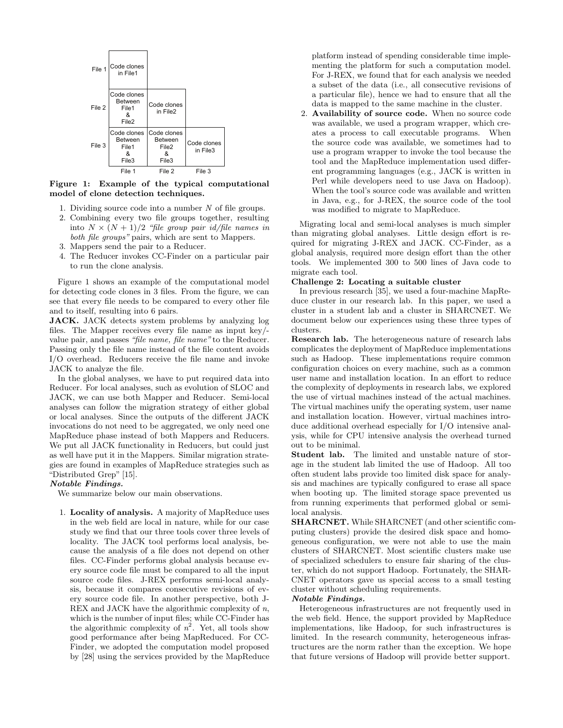| | | | |
|---|---|---|---|
| File 1 | Code clones in File1 | | |
| File 2 | Code clones Between File1 & File2 | Code clones in File2 | |
| File 3 | Code clones Between File1 & File3 | Code clones Between File2 & File3 | Code clones in File3 |
| | File 1 | File 2 | File 3 |

**Figure 1: Example of the typical computational model of clone detection techniques.**

1. Dividing source code into a number $N$ of file groups.
2. Combining every two file groups together, resulting into $N \times (N+1)/2$ *"file group pair id/file names in both file groups"* pairs, which are sent to Mappers.
3. Mappers send the pair to a Reducer.
4. The Reducer invokes CC-Finder on a particular pair to run the clone analysis.

Figure 1 shows an example of the computational model for detecting code clones in 3 files. From the figure, we can see that every file needs to be compared to every other file and to itself, resulting into 6 pairs.

**JACK.** JACK detects system problems by analyzing log files. The Mapper receives every file name as input key/-value pair, and passes *"file name, file name"* to the Reducer. Passing only the file name instead of the file content avoids I/O overhead. Reducers receive the file name and invoke JACK to analyze the file.

In the global analyses, we have to put required data into Reducer. For local analyses, such as evolution of SLOC and JACK, we can use both Mapper and Reducer. Semi-local analyses can follow the migration strategy of either global or local analyses. Since the outputs of the different JACK invocations do not need to be aggregated, we only need one MapReduce phase instead of both Mappers and Reducers. We put all JACK functionality in Reducers, but could just as well have put it in the Mappers. Similar migration strategies are found in examples of MapReduce strategies such as "Distributed Grep" [15].

***Notable Findings.***

We summarize below our main observations.

1. **Locality of analysis.** A majority of MapReduce uses in the web field are local in nature, while for our case study we find that our three tools cover three levels of locality. The JACK tool performs local analysis, because the analysis of a file does not depend on other files. CC-Finder performs global analysis because every source code file must be compared to all the input source code files. J-REX performs semi-local analysis, because it compares consecutive revisions of every source code file. In another perspective, both J-REX and JACK have the algorithmic complexity of $n$, which is the number of input files; while CC-Finder has the algorithmic complexity of $n^2$. Yet, all tools show good performance after being MapReduced. For CC-Finder, we adopted the computation model proposed by [28] using the services provided by the MapReduce platform instead of spending considerable time implementing the platform for such a computation model. For J-REX, we found that for each analysis we needed a subset of the data (i.e., all consecutive revisions of a particular file), hence we had to ensure that all the data is mapped to the same machine in the cluster.
2. **Availability of source code.** When no source code was available, we used a program wrapper, which creates a process to call executable programs. When the source code was available, we sometimes had to use a program wrapper to invoke the tool because the tool and the MapReduce implementation used different programming languages (e.g., JACK is written in Perl while developers need to use Java on Hadoop). When the tool's source code was available and written in Java, e.g., for J-REX, the source code of the tool was modified to migrate to MapReduce.

Migrating local and semi-local analyses is much simpler than migrating global analyses. Little design effort is required for migrating J-REX and JACK. CC-Finder, as a global analysis, required more design effort than the other tools. We implemented 300 to 500 lines of Java code to migrate each tool.

**Challenge 2: Locating a suitable cluster**

In previous research [35], we used a four-machine MapReduce cluster in our research lab. In this paper, we used a cluster in a student lab and a cluster in SHARCNET. We document below our experiences using these three types of clusters.

**Research lab.** The heterogeneous nature of research labs complicates the deployment of MapReduce implementations such as Hadoop. These implementations require common configuration choices on every machine, such as a common user name and installation location. In an effort to reduce the complexity of deployments in research labs, we explored the use of virtual machines instead of the actual machines. The virtual machines unify the operating system, user name and installation location. However, virtual machines introduce additional overhead especially for I/O intensive analysis, while for CPU intensive analysis the overhead turned out to be minimal.

**Student lab.** The limited and unstable nature of storage in the student lab limited the use of Hadoop. All too often student labs provide too limited disk space for analysis and machines are typically configured to erase all space when booting up. The limited storage space prevented us from running experiments that performed global or semi-local analysis.

**SHARCNET.** While SHARCNET (and other scientific computing clusters) provide the desired disk space and homogeneous configuration, we were not able to use the main clusters of SHARCNET. Most scientific clusters make use of specialized schedulers to ensure fair sharing of the cluster, which do not support Hadoop. Fortunately, the SHARCNET operators gave us special access to a small testing cluster without scheduling requirements.

***Notable Findings.***

Heterogeneous infrastructures are not frequently used in the web field. Hence, the support provided by MapReduce implementations, like Hadoop, for such infrastructures is limited. In the research community, heterogeneous infrastructures are the norm rather than the exception. We hope that future versions of Hadoop will provide better support.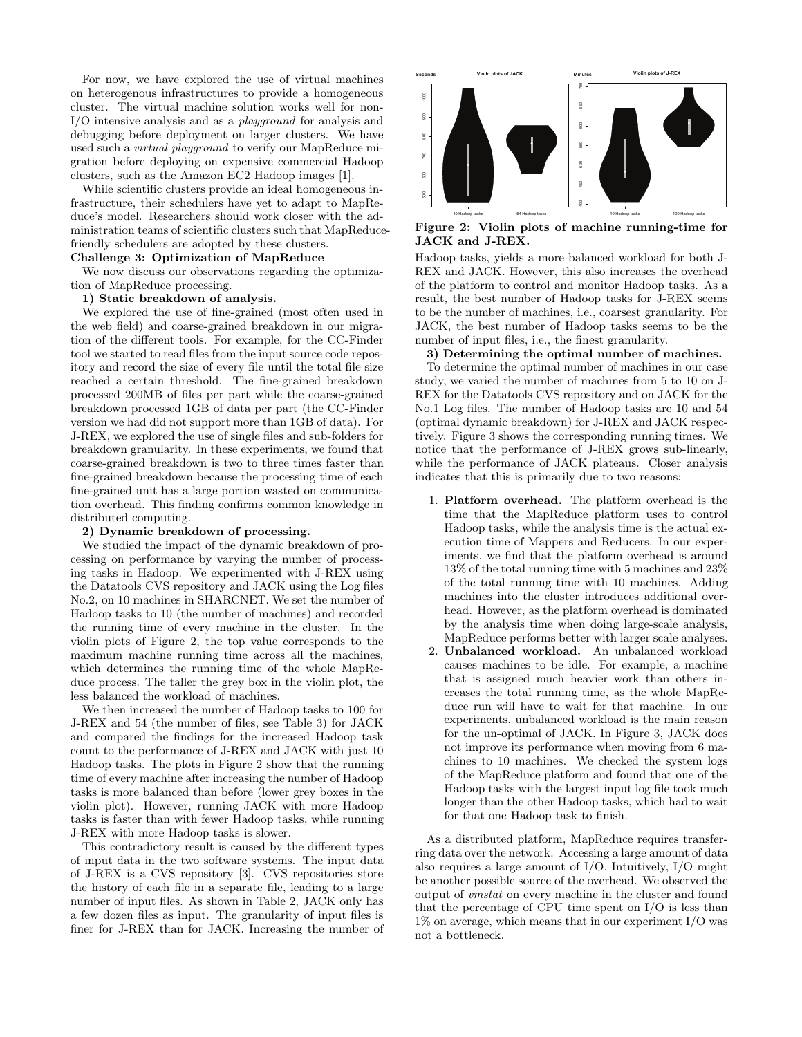For now, we have explored the use of virtual machines on heterogenous infrastructures to provide a homogeneous cluster. The virtual machine solution works well for non-I/O intensive analysis and as a *playground* for analysis and debugging before deployment on larger clusters. We have used such a *virtual playground* to verify our MapReduce migration before deploying on expensive commercial Hadoop clusters, such as the Amazon EC2 Hadoop images [1].

While scientific clusters provide an ideal homogeneous infrastructure, their schedulers have yet to adapt to MapReduce's model. Researchers should work closer with the administration teams of scientific clusters such that MapReduce-friendly schedulers are adopted by these clusters.

**Challenge 3: Optimization of MapReduce**

We now discuss our observations regarding the optimization of MapReduce processing.

**1) Static breakdown of analysis.**

We explored the use of fine-grained (most often used in the web field) and coarse-grained breakdown in our migration of the different tools. For example, for the CC-Finder tool we started to read files from the input source code repository and record the size of every file until the total file size reached a certain threshold. The fine-grained breakdown processed 200MB of files per part while the coarse-grained breakdown processed 1GB of data per part (the CC-Finder version we had did not support more than 1GB of data). For J-REX, we explored the use of single files and sub-folders for breakdown granularity. In these experiments, we found that coarse-grained breakdown is two to three times faster than fine-grained breakdown because the processing time of each fine-grained unit has a large portion wasted on communication overhead. This finding confirms common knowledge in distributed computing.

**2) Dynamic breakdown of processing.**

We studied the impact of the dynamic breakdown of processing on performance by varying the number of processing tasks in Hadoop. We experimented with J-REX using the Datatools CVS repository and JACK using the Log files No.2, on 10 machines in SHARCNET. We set the number of Hadoop tasks to 10 (the number of machines) and recorded the running time of every machine in the cluster. In the violin plots of Figure 2, the top value corresponds to the maximum machine running time across all the machines, which determines the running time of the whole MapReduce process. The taller the grey box in the violin plot, the less balanced the workload of machines.

We then increased the number of Hadoop tasks to 100 for J-REX and 54 (the number of files, see Table 3) for JACK and compared the findings for the increased Hadoop task count to the performance of J-REX and JACK with just 10 Hadoop tasks. The plots in Figure 2 show that the running time of every machine after increasing the number of Hadoop tasks is more balanced than before (lower grey boxes in the violin plot). However, running JACK with more Hadoop tasks is faster than with fewer Hadoop tasks, while running J-REX with more Hadoop tasks is slower.

This contradictory result is caused by the different types of input data in the two software systems. The input data of J-REX is a CVS repository [3]. CVS repositories store the history of each file in a separate file, leading to a large number of input files. As shown in Table 2, JACK only has a few dozen files as input. The granularity of input files is finer for J-REX than for JACK. Increasing the number of Hadoop tasks, yields a more balanced workload for both J-REX and JACK. However, this also increases the overhead of the platform to control and monitor Hadoop tasks. As a result, the best number of Hadoop tasks for J-REX seems to be the number of machines, i.e., coarsest granularity. For JACK, the best number of Hadoop tasks seems to be the number of input files, i.e., the finest granularity.

**Figure 2: Violin plots of machine running-time for JACK and J-REX.**

**3) Determining the optimal number of machines.**

To determine the optimal number of machines in our case study, we varied the number of machines from 5 to 10 on J-REX for the Datatools CVS repository and on JACK for the No.1 Log files. The number of Hadoop tasks are 10 and 54 (optimal dynamic breakdown) for J-REX and JACK respectively. Figure 3 shows the corresponding running times. We notice that the performance of J-REX grows sub-linearly, while the performance of JACK plateaus. Closer analysis indicates that this is primarily due to two reasons:

1. **Platform overhead.** The platform overhead is the time that the MapReduce platform uses to control Hadoop tasks, while the analysis time is the actual execution time of Mappers and Reducers. In our experiments, we find that the platform overhead is around 13% of the total running time with 5 machines and 23% of the total running time with 10 machines. Adding machines into the cluster introduces additional overhead. However, as the platform overhead is dominated by the analysis time when doing large-scale analysis, MapReduce performs better with larger scale analyses.
2. **Unbalanced workload.** An unbalanced workload causes machines to be idle. For example, a machine that is assigned much heavier work than others increases the total running time, as the whole MapReduce run will have to wait for that machine. In our experiments, unbalanced workload is the main reason for the un-optimal of JACK. In Figure 3, JACK does not improve its performance when moving from 6 machines to 10 machines. We checked the system logs of the MapReduce platform and found that one of the Hadoop tasks with the largest input log file took much longer than the other Hadoop tasks, which had to wait for that one Hadoop task to finish.

As a distributed platform, MapReduce requires transferring data over the network. Accessing a large amount of data also requires a large amount of I/O. Intuitively, I/O might be another possible source of the overhead. We observed the output of *vmstat* on every machine in the cluster and found that the percentage of CPU time spent on I/O is less than 1% on average, which means that in our experiment I/O was not a bottleneck.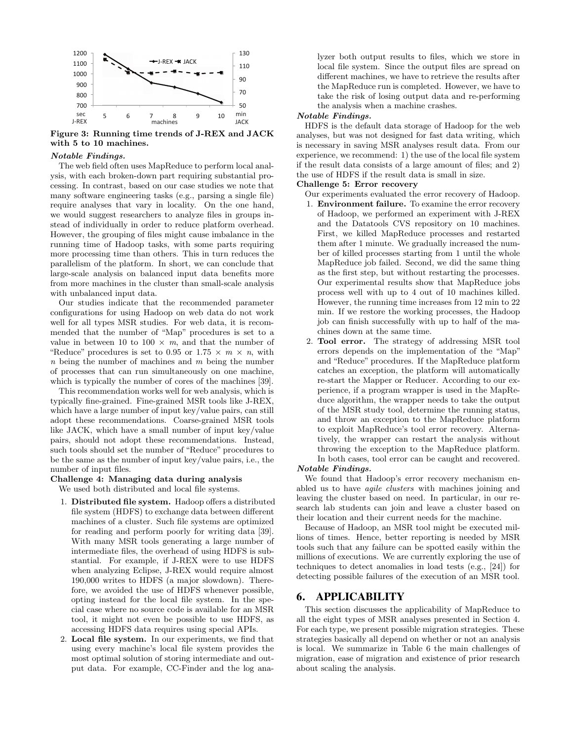Figure 3: Running time trends of J-REX and JACK with 5 to 10 machines.

***Notable Findings.***

The web field often uses MapReduce to perform local analysis, with each broken-down part requiring substantial processing. In contrast, based on our case studies we note that many software engineering tasks (e.g., parsing a single file) require analyses that vary in locality. On the one hand, we would suggest researchers to analyze files in groups instead of individually in order to reduce platform overhead. However, the grouping of files might cause imbalance in the running time of Hadoop tasks, with some parts requiring more processing time than others. This in turn reduces the parallelism of the platform. In short, we can conclude that large-scale analysis on balanced input data benefits more from more machines in the cluster than small-scale analysis with unbalanced input data.

Our studies indicate that the recommended parameter configurations for using Hadoop on web data do not work well for all types MSR studies. For web data, it is recommended that the number of "Map" procedures is set to a value in between 10 to 100 $\times$ $m$, and that the number of "Reduce" procedures is set to 0.95 or 1.75 $\times$ $m$ $\times$ $n$, with $n$ being the number of machines and $m$ being the number of processes that can run simultaneously on one machine, which is typically the number of cores of the machines [39].

This recommendation works well for web analysis, which is typically fine-grained. Fine-grained MSR tools like J-REX, which have a large number of input key/value pairs, can still adopt these recommendations. Coarse-grained MSR tools like JACK, which have a small number of input key/value pairs, should not adopt these recommendations. Instead, such tools should set the number of "Reduce" procedures to be the same as the number of input key/value pairs, i.e., the number of input files.

**Challenge 4: Managing data during analysis**

We used both distributed and local file systems.

1. **Distributed file system.** Hadoop offers a distributed file system (HDFS) to exchange data between different machines of a cluster. Such file systems are optimized for reading and perform poorly for writing data [39]. With many MSR tools generating a large number of intermediate files, the overhead of using HDFS is substantial. For example, if J-REX were to use HDFS when analyzing Eclipse, J-REX would require almost 190,000 writes to HDFS (a major slowdown). Therefore, we avoided the use of HDFS whenever possible, opting instead for the local file system. In the special case where no source code is available for an MSR tool, it might not even be possible to use HDFS, as accessing HDFS data requires using special APIs.
2. **Local file system.** In our experiments, we find that using every machine's local file system provides the most optimal solution of storing intermediate and output data. For example, CC-Finder and the log analyzer both output results to files, which we store in local file system. Since the output files are spread on different machines, we have to retrieve the results after the MapReduce run is completed. However, we have to take the risk of losing output data and re-performing the analysis when a machine crashes.

***Notable Findings.***

HDFS is the default data storage of Hadoop for the web analyses, but was not designed for fast data writing, which is necessary in saving MSR analyses result data. From our experience, we recommend: 1) the use of the local file system if the result data consists of a large amount of files; and 2) the use of HDFS if the result data is small in size.

**Challenge 5: Error recovery**

Our experiments evaluated the error recovery of Hadoop.

1. **Environment failure.** To examine the error recovery of Hadoop, we performed an experiment with J-REX and the Datatools CVS repository on 10 machines. First, we killed MapReduce processes and restarted them after 1 minute. We gradually increased the number of killed processes starting from 1 until the whole MapReduce job failed. Second, we did the same thing as the first step, but without restarting the processes. Our experimental results show that MapReduce jobs process well with up to 4 out of 10 machines killed. However, the running time increases from 12 min to 22 min. If we restore the working processes, the Hadoop job can finish successfully with up to half of the machines down at the same time.
2. **Tool error.** The strategy of addressing MSR tool errors depends on the implementation of the "Map" and "Reduce" procedures. If the MapReduce platform catches an exception, the platform will automatically re-start the Mapper or Reducer. According to our experience, if a program wrapper is used in the MapReduce algorithm, the wrapper needs to take the output of the MSR study tool, determine the running status, and throw an exception to the MapReduce platform to exploit MapReduce's tool error recovery. Alternatively, the wrapper can restart the analysis without throwing the exception to the MapReduce platform. In both cases, tool error can be caught and recovered.

***Notable Findings.***

We found that Hadoop's error recovery mechanism enabled us to have *agile clusters* with machines joining and leaving the cluster based on need. In particular, in our research lab students can join and leave a cluster based on their location and their current needs for the machine.

Because of Hadoop, an MSR tool might be executed millions of times. Hence, better reporting is needed by MSR tools such that any failure can be spotted easily within the millions of executions. We are currently exploring the use of techniques to detect anomalies in load tests (e.g., [24]) for detecting possible failures of the execution of an MSR tool.

# 6. APPLICABILITY

This section discusses the applicability of MapReduce to all the eight types of MSR analyses presented in Section 4. For each type, we present possible migration strategies. These strategies basically all depend on whether or not an analysis is local. We summarize in Table 6 the main challenges of migration, ease of migration and existence of prior research about scaling the analysis.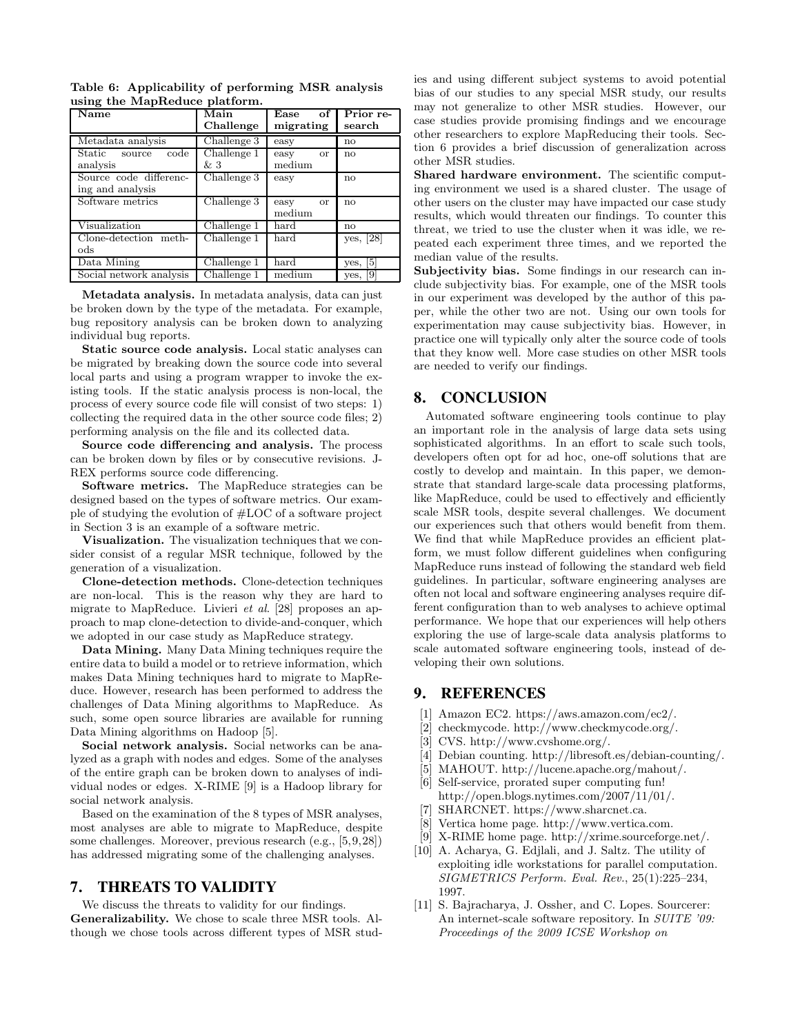**Table 6: Applicability of performing MSR analysis using the MapReduce platform.**

| Name | Main Challenge | Ease of migrating | Prior research |
|---|---|---|---|
| Metadata analysis | Challenge 3 | easy | no |
| Static source code analysis | Challenge 1 & 3 | easy or medium | no |
| Source code differencing and analysis | Challenge 3 | easy | no |
| Software metrics | Challenge 3 | easy or medium | no |
| Visualization | Challenge 1 | hard | no |
| Clone-detection methods | Challenge 1 | hard | yes, [28] |
| Data Mining | Challenge 1 | hard | yes, [5] |
| Social network analysis | Challenge 1 | medium | yes, [9] |

**Metadata analysis.** In metadata analysis, data can just be broken down by the type of the metadata. For example, bug repository analysis can be broken down to analyzing individual bug reports.

**Static source code analysis.** Local static analyses can be migrated by breaking down the source code into several local parts and using a program wrapper to invoke the existing tools. If the static analysis process is non-local, the process of every source code file will consist of two steps: 1) collecting the required data in the other source code files; 2) performing analysis on the file and its collected data.

**Source code differencing and analysis.** The process can be broken down by files or by consecutive revisions. J-REX performs source code differencing.

**Software metrics.** The MapReduce strategies can be designed based on the types of software metrics. Our example of studying the evolution of #LOC of a software project in Section 3 is an example of a software metric.

**Visualization.** The visualization techniques that we consider consist of a regular MSR technique, followed by the generation of a visualization.

**Clone-detection methods.** Clone-detection techniques are non-local. This is the reason why they are hard to migrate to MapReduce. Livieri *et al.* [28] proposes an approach to map clone-detection to divide-and-conquer, which we adopted in our case study as MapReduce strategy.

**Data Mining.** Many Data Mining techniques require the entire data to build a model or to retrieve information, which makes Data Mining techniques hard to migrate to MapReduce. However, research has been performed to address the challenges of Data Mining algorithms to MapReduce. As such, some open source libraries are available for running Data Mining algorithms on Hadoop [5].

**Social network analysis.** Social networks can be analyzed as a graph with nodes and edges. Some of the analyses of the entire graph can be broken down to analyses of individual nodes or edges. X-RIME [9] is a Hadoop library for social network analysis.

Based on the examination of the 8 types of MSR analyses, most analyses are able to migrate to MapReduce, despite some challenges. Moreover, previous research (e.g., [5,9,28]) has addressed migrating some of the challenging analyses.

## 7. THREATS TO VALIDITY

We discuss the threats to validity for our findings.

**Generalizability.** We chose to scale three MSR tools. Although we chose tools across different types of MSR studies and using different subject systems to avoid potential bias of our studies to any special MSR study, our results may not generalize to other MSR studies. However, our case studies provide promising findings and we encourage other researchers to explore MapReducing their tools. Section 6 provides a brief discussion of generalization across other MSR studies.

**Shared hardware environment.** The scientific computing environment we used is a shared cluster. The usage of other users on the cluster may have impacted our case study results, which would threaten our findings. To counter this threat, we tried to use the cluster when it was idle, we repeated each experiment three times, and we reported the median value of the results.

**Subjectivity bias.** Some findings in our research can include subjectivity bias. For example, one of the MSR tools in our experiment was developed by the author of this paper, while the other two are not. Using our own tools for experimentation may cause subjectivity bias. However, in practice one will typically only alter the source code of tools that they know well. More case studies on other MSR tools are needed to verify our findings.

## 8. CONCLUSION

Automated software engineering tools continue to play an important role in the analysis of large data sets using sophisticated algorithms. In an effort to scale such tools, developers often opt for ad hoc, one-off solutions that are costly to develop and maintain. In this paper, we demonstrate that standard large-scale data processing platforms, like MapReduce, could be used to effectively and efficiently scale MSR tools, despite several challenges. We document our experiences such that others would benefit from them. We find that while MapReduce provides an efficient platform, we must follow different guidelines when configuring MapReduce runs instead of following the standard web field guidelines. In particular, software engineering analyses are often not local and software engineering analyses require different configuration than to web analyses to achieve optimal performance. We hope that our experiences will help others exploring the use of large-scale data analysis platforms to scale automated software engineering tools, instead of developing their own solutions.

## 9. REFERENCES

[1] Amazon EC2. https://aws.amazon.com/ec2/.

[2] checkmycode. http://www.checkmycode.org/.

[3] CVS. http://www.cvshome.org/.

[4] Debian counting. http://libresoft.es/debian-counting/.

[5] MAHOUT. http://lucene.apache.org/mahout/.

[6] Self-service, prorated super computing fun! http://open.blogs.nytimes.com/2007/11/01/.

[7] SHARCNET. https://www.sharcnet.ca.

[8] Vertica home page. http://www.vertica.com.

[9] X-RIME home page. http://xrime.sourceforge.net/.

[10] A. Acharya, G. Edjlali, and J. Saltz. The utility of exploiting idle workstations for parallel computation. *SIGMETRICS Perform. Eval. Rev.*, 25(1):225–234, 1997.

[11] S. Bajracharya, J. Ossher, and C. Lopes. Sourcerer: An internet-scale software repository. In *SUITE '09: Proceedings of the 2009 ICSE Workshop on*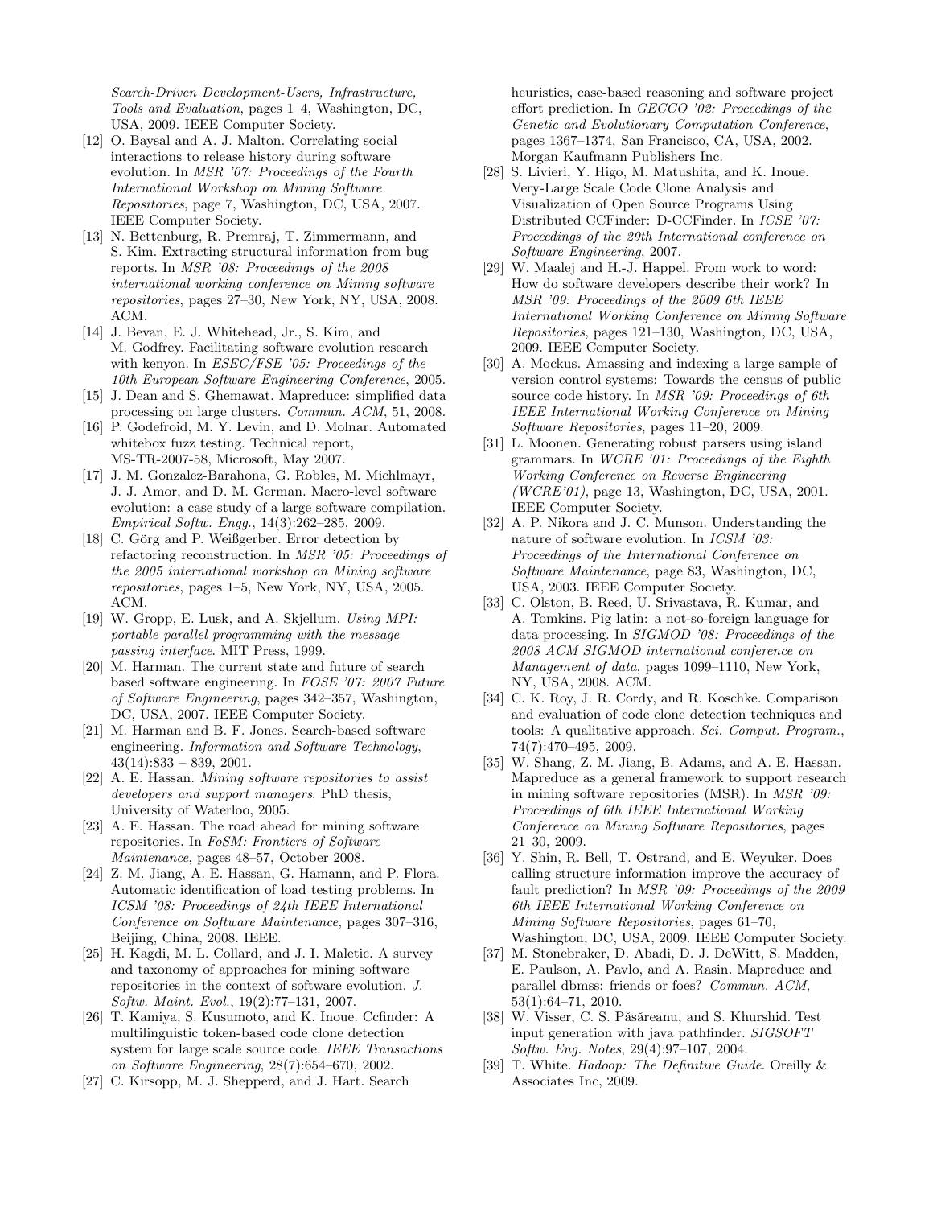*Search-Driven Development-Users, Infrastructure, Tools and Evaluation*, pages 1–4, Washington, DC, USA, 2009. IEEE Computer Society.

[12] O. Baysal and A. J. Malton. Correlating social interactions to release history during software evolution. In *MSR '07: Proceedings of the Fourth International Workshop on Mining Software Repositories*, page 7, Washington, DC, USA, 2007. IEEE Computer Society.

[13] N. Bettenburg, R. Premraj, T. Zimmermann, and S. Kim. Extracting structural information from bug reports. In *MSR '08: Proceedings of the 2008 international working conference on Mining software repositories*, pages 27–30, New York, NY, USA, 2008. ACM.

[14] J. Bevan, E. J. Whitehead, Jr., S. Kim, and M. Godfrey. Facilitating software evolution research with kenyon. In *ESEC/FSE '05: Proceedings of the 10th European Software Engineering Conference*, 2005.

[15] J. Dean and S. Ghemawat. Mapreduce: simplified data processing on large clusters. *Commun. ACM*, 51, 2008.

[16] P. Godefroid, M. Y. Levin, and D. Molnar. Automated whitebox fuzz testing. Technical report, MS-TR-2007-58, Microsoft, May 2007.

[17] J. M. Gonzalez-Barahona, G. Robles, M. Michlmayr, J. J. Amor, and D. M. German. Macro-level software evolution: a case study of a large software compilation. *Empirical Softw. Engg.*, 14(3):262–285, 2009.

[18] C. Görg and P. Weißgerber. Error detection by refactoring reconstruction. In *MSR '05: Proceedings of the 2005 international workshop on Mining software repositories*, pages 1–5, New York, NY, USA, 2005. ACM.

[19] W. Gropp, E. Lusk, and A. Skjellum. *Using MPI: portable parallel programming with the message passing interface*. MIT Press, 1999.

[20] M. Harman. The current state and future of search based software engineering. In *FOSE '07: 2007 Future of Software Engineering*, pages 342–357, Washington, DC, USA, 2007. IEEE Computer Society.

[21] M. Harman and B. F. Jones. Search-based software engineering. *Information and Software Technology*, 43(14):833 – 839, 2001.

[22] A. E. Hassan. *Mining software repositories to assist developers and support managers*. PhD thesis, University of Waterloo, 2005.

[23] A. E. Hassan. The road ahead for mining software repositories. In *FoSM: Frontiers of Software Maintenance*, pages 48–57, October 2008.

[24] Z. M. Jiang, A. E. Hassan, G. Hamann, and P. Flora. Automatic identification of load testing problems. In *ICSM '08: Proceedings of 24th IEEE International Conference on Software Maintenance*, pages 307–316, Beijing, China, 2008. IEEE.

[25] H. Kagdi, M. L. Collard, and J. I. Maletic. A survey and taxonomy of approaches for mining software repositories in the context of software evolution. *J. Softw. Maint. Evol.*, 19(2):77–131, 2007.

[26] T. Kamiya, S. Kusumoto, and K. Inoue. Ccfinder: A multilinguistic token-based code clone detection system for large scale source code. *IEEE Transactions on Software Engineering*, 28(7):654–670, 2002.

[27] C. Kirsopp, M. J. Shepperd, and J. Hart. Search heuristics, case-based reasoning and software project effort prediction. In *GECCO '02: Proceedings of the Genetic and Evolutionary Computation Conference*, pages 1367–1374, San Francisco, CA, USA, 2002. Morgan Kaufmann Publishers Inc.

[28] S. Livieri, Y. Higo, M. Matushita, and K. Inoue. Very-Large Scale Code Clone Analysis and Visualization of Open Source Programs Using Distributed CCFinder: D-CCFinder. In *ICSE '07: Proceedings of the 29th International conference on Software Engineering*, 2007.

[29] W. Maalej and H.-J. Happel. From work to word: How do software developers describe their work? In *MSR '09: Proceedings of the 2009 6th IEEE International Working Conference on Mining Software Repositories*, pages 121–130, Washington, DC, USA, 2009. IEEE Computer Society.

[30] A. Mockus. Amassing and indexing a large sample of version control systems: Towards the census of public source code history. In *MSR '09: Proceedings of 6th IEEE International Working Conference on Mining Software Repositories*, pages 11–20, 2009.

[31] L. Moonen. Generating robust parsers using island grammars. In *WCRE '01: Proceedings of the Eighth Working Conference on Reverse Engineering (WCRE'01)*, page 13, Washington, DC, USA, 2001. IEEE Computer Society.

[32] A. P. Nikora and J. C. Munson. Understanding the nature of software evolution. In *ICSM '03: Proceedings of the International Conference on Software Maintenance*, page 83, Washington, DC, USA, 2003. IEEE Computer Society.

[33] C. Olston, B. Reed, U. Srivastava, R. Kumar, and A. Tomkins. Pig latin: a not-so-foreign language for data processing. In *SIGMOD '08: Proceedings of the 2008 ACM SIGMOD international conference on Management of data*, pages 1099–1110, New York, NY, USA, 2008. ACM.

[34] C. K. Roy, J. R. Cordy, and R. Koschke. Comparison and evaluation of code clone detection techniques and tools: A qualitative approach. *Sci. Comput. Program.*, 74(7):470–495, 2009.

[35] W. Shang, Z. M. Jiang, B. Adams, and A. E. Hassan. Mapreduce as a general framework to support research in mining software repositories (MSR). In *MSR '09: Proceedings of 6th IEEE International Working Conference on Mining Software Repositories*, pages 21–30, 2009.

[36] Y. Shin, R. Bell, T. Ostrand, and E. Weyuker. Does calling structure information improve the accuracy of fault prediction? In *MSR '09: Proceedings of the 2009 6th IEEE International Working Conference on Mining Software Repositories*, pages 61–70, Washington, DC, USA, 2009. IEEE Computer Society.

[37] M. Stonebraker, D. Abadi, D. J. DeWitt, S. Madden, E. Paulson, A. Pavlo, and A. Rasin. Mapreduce and parallel dbmss: friends or foes? *Commun. ACM*, 53(1):64–71, 2010.

[38] W. Visser, C. S. Păsăreanu, and S. Khurshid. Test input generation with java pathfinder. *SIGSOFT Softw. Eng. Notes*, 29(4):97–107, 2004.

[39] T. White. *Hadoop: The Definitive Guide*. Oreilly & Associates Inc, 2009.